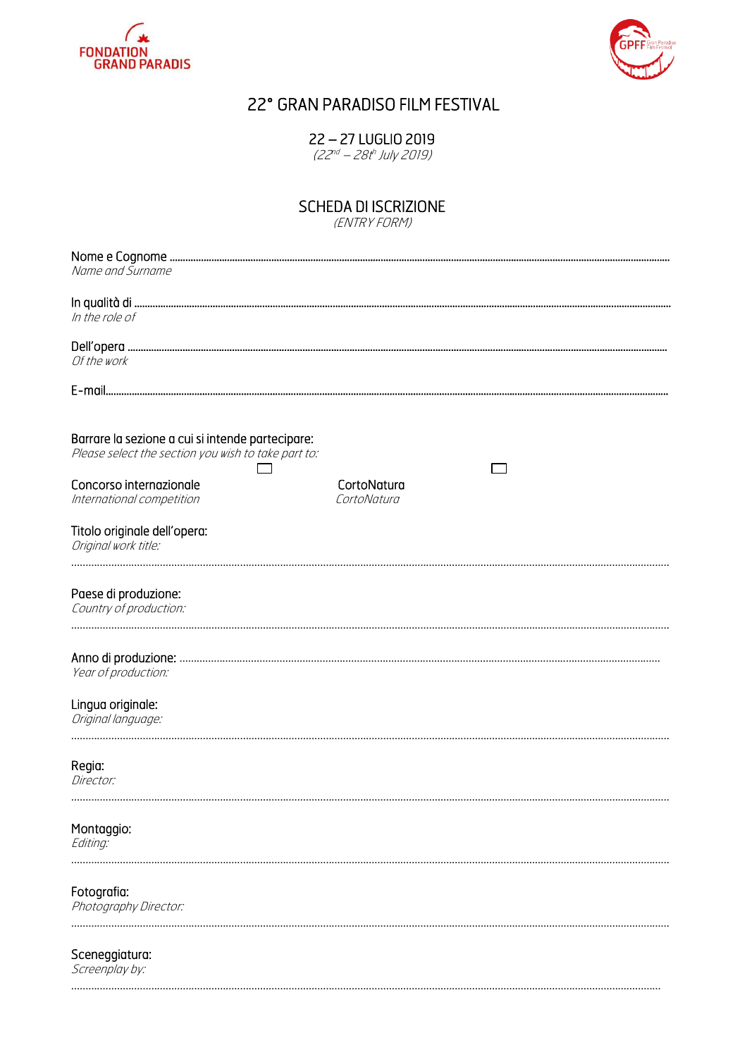FONDATION GRAND PARADIS

GPFF Gran Paradiso Film Festival

# 22° GRAN PARADISO FILM FESTIVAL

22 – 27 LUGLIO 2019
*(22nd – 28th July 2019)*

## SCHEDA DI ISCRIZIONE
*(ENTRY FORM)*

Nome e Cognome ..............................................................................................................
*Name and Surname*

In qualità di ..............................................................................................................
*In the role of*

Dell'opera ..............................................................................................................
*Of the work*

E-mail..............................................................................................................

Barrare la sezione a cui si intende partecipare:
*Please select the section you wish to take part to:*

Concorso internazionale ☐
*International competition*

CortoNatura ☐
*CortoNatura*

Titolo originale dell'opera:
*Original work title:*

..............................................................................................................

Paese di produzione:
*Country of production:*

..............................................................................................................

Anno di produzione: ..............................................................................................................
*Year of production:*

Lingua originale:
*Original language:*

..............................................................................................................

Regia:
*Director:*

..............................................................................................................

Montaggio:
*Editing:*

..............................................................................................................

Fotografia:
*Photography Director:*

..............................................................................................................

Sceneggiatura:
*Screenplay by:*

..............................................................................................................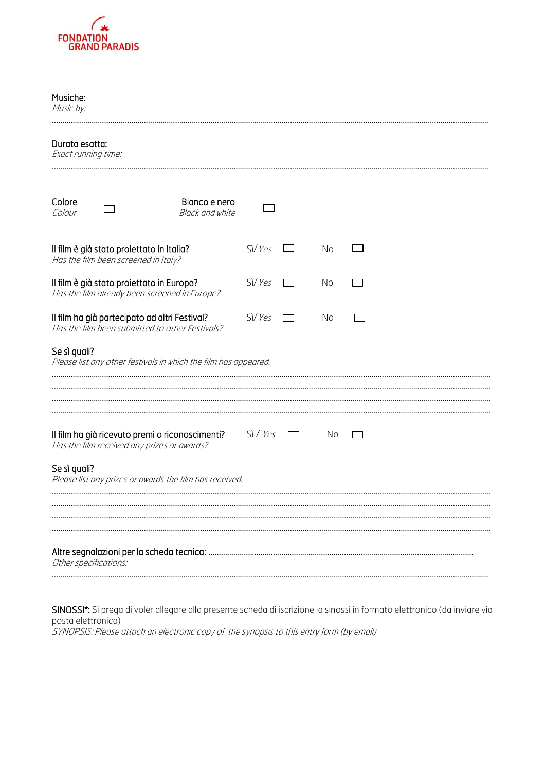FONDATION GRAND PARADIS

Musiche:
*Music by:*

..........................................................................................................................................................................................................

Durata esatta:
*Exact running time:*

..........................................................................................................................................................................................................

Colore ☐ Bianco e nero ☐
*Colour* *Black and white*

Il film è già stato proiettato in Italia? Sì/ *Yes* ☐ No ☐
*Has the film been screened in Italy?*

Il film è già stato proiettato in Europa? Sì/ *Yes* ☐ No ☐
*Has the film already been screened in Europe?*

Il film ha già partecipato ad altri Festival? Sì/ *Yes* ☐ No ☐
*Has the film been submitted to other Festivals?*

Se sì quali?
*Please list any other festivals in which the film has appeared.*

..........................................................................................................................................................................................................
..........................................................................................................................................................................................................
..........................................................................................................................................................................................................
..........................................................................................................................................................................................................

Il film ha già ricevuto premi o riconoscimenti? Sì / *Yes* ☐ No ☐
*Has the film received any prizes or awards?*

Se sì quali?
*Please list any prizes or awards the film has received.*

..........................................................................................................................................................................................................
..........................................................................................................................................................................................................
..........................................................................................................................................................................................................
..........................................................................................................................................................................................................

Altre segnalazioni per la scheda tecnica: ..........................................................................................................
*Other specifications:*

..........................................................................................................................................................................................................

**SINOSSI\*:** Si prega di voler allegare alla presente scheda di iscrizione la sinossi in formato elettronico (da inviare via posta elettronica)
*SYNOPSIS: Please attach an electronic copy of the synopsis to this entry form (by email)*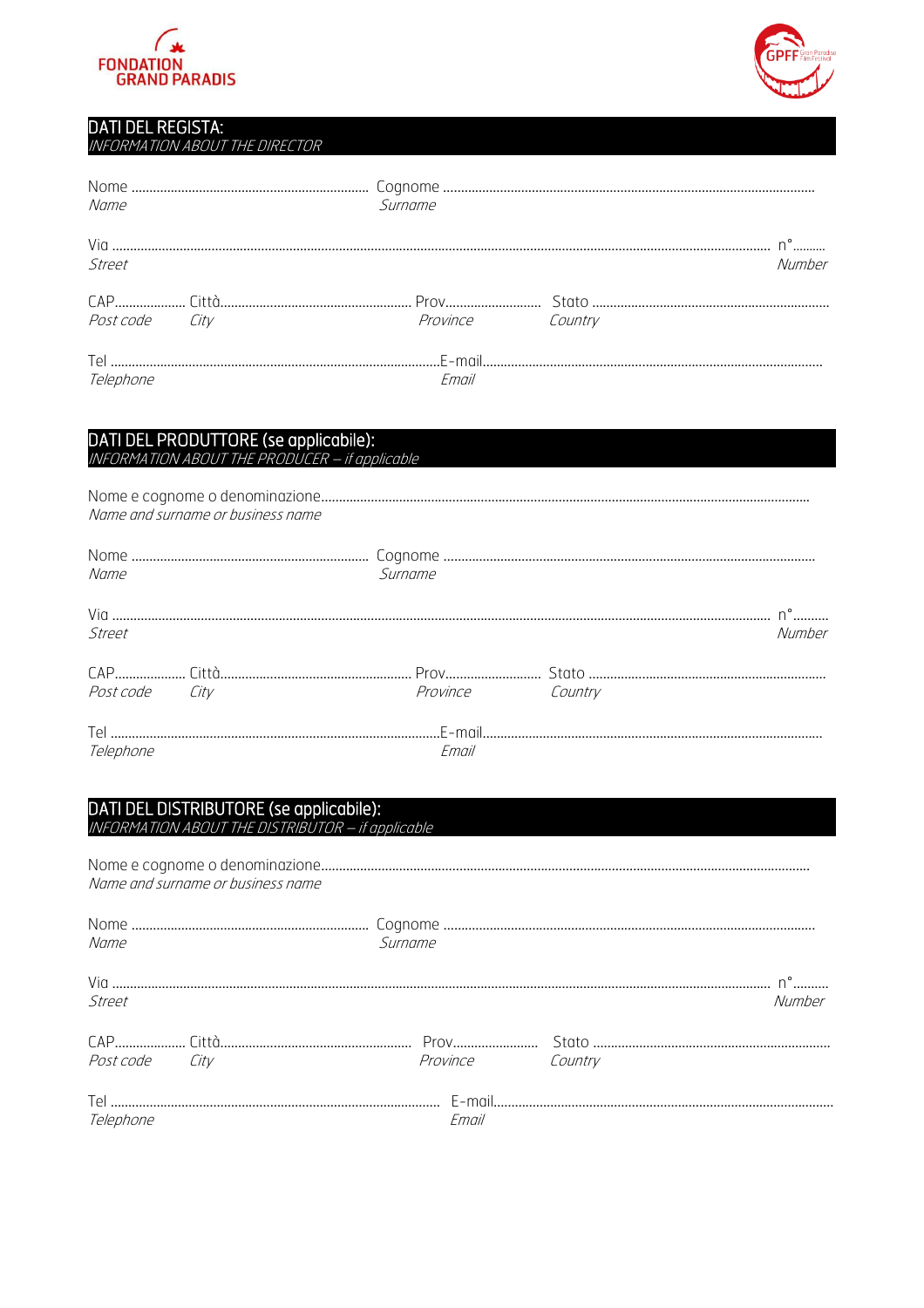FONDATION GRAND PARADIS

GPFF Gran Paradiso Film Festival

## DATI DEL REGISTA:
*INFORMATION ABOUT THE DIRECTOR*

Nome ............................................................ Cognome ..........................................................................................
*Name* *Surname*

Via ............................................................................................................................................................................ n°.........
*Street* *Number*

CAP.................. Città................................................... Prov.......................... Stato ..................................................................
*Post code* *City* *Province* *Country*

Tel ........................................................................................E-mail...............................................................................................
*Telephone* *Email*

## DATI DEL PRODUTTORE (se applicabile):
*INFORMATION ABOUT THE PRODUCER – if applicable*

Nome e cognome o denominazione.......................................................................................................................................
*Name and surname or business name*

Nome ............................................................ Cognome ..........................................................................................
*Name* *Surname*

Via ............................................................................................................................................................................ n°.........
*Street* *Number*

CAP.................. Città................................................... Prov.......................... Stato ..................................................................
*Post code* *City* *Province* *Country*

Tel ........................................................................................E-mail...............................................................................................
*Telephone* *Email*

## DATI DEL DISTRIBUTORE (se applicabile):
*INFORMATION ABOUT THE DISTRIBUTOR – if applicable*

Nome e cognome o denominazione.......................................................................................................................................
*Name and surname or business name*

Nome ............................................................ Cognome ..........................................................................................
*Name* *Surname*

Via ............................................................................................................................................................................ n°.........
*Street* *Number*

CAP.................. Città................................................... Prov.......................... Stato ..................................................................
*Post code* *City* *Province* *Country*

Tel ........................................................................................ E-mail...............................................................................................
*Telephone* *Email*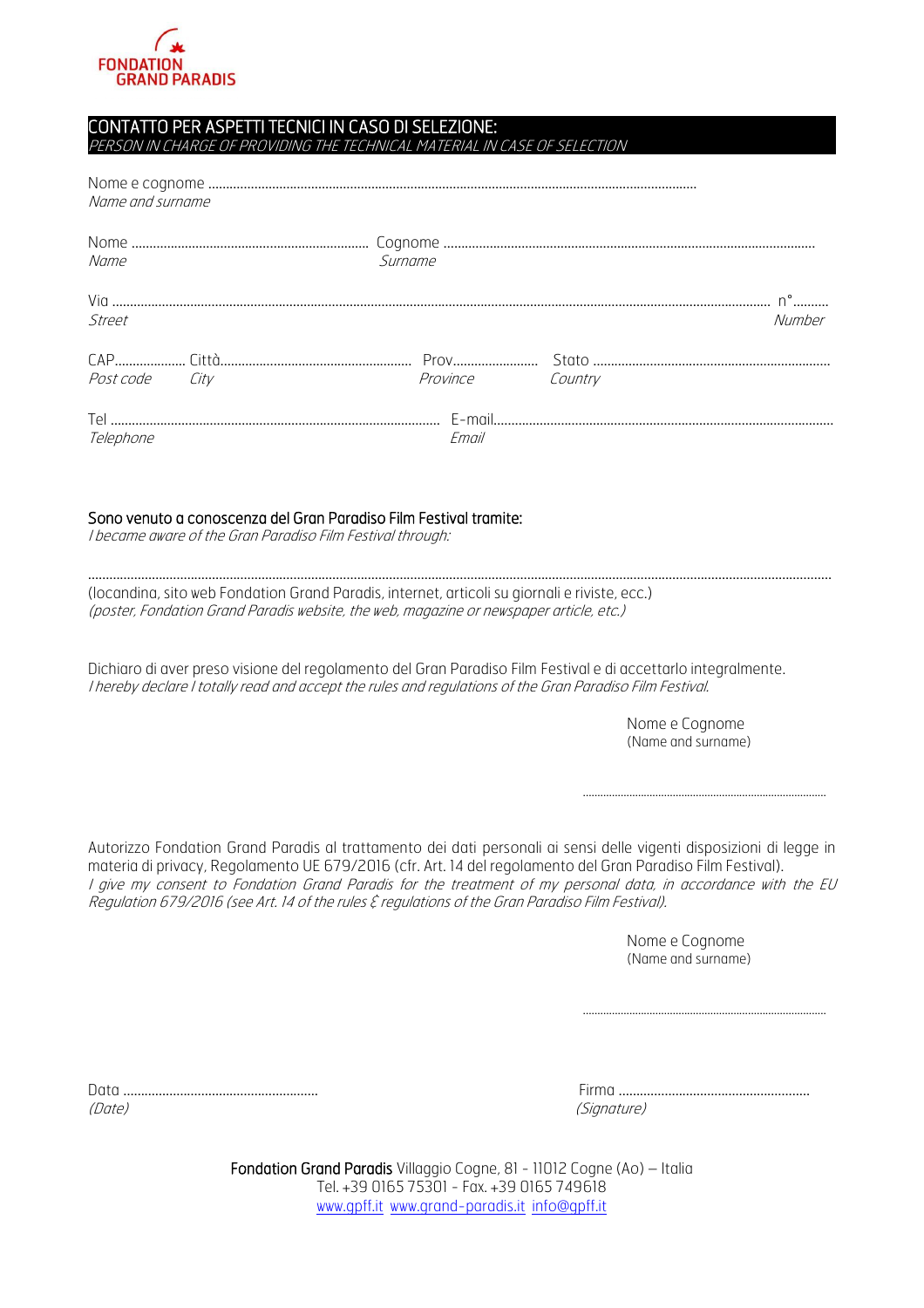FONDATION GRAND PARADIS

## CONTATTO PER ASPETTI TECNICI IN CASO DI SELEZIONE:
*PERSON IN CHARGE OF PROVIDING THE TECHNICAL MATERIAL IN CASE OF SELECTION*

Nome e cognome ............................................................................................................................................
*Name and surname*

Nome .................................................................. Cognome ........................................................................................................
*Name* *Surname*

Via .......................................................................................................................................................................... n°..........
*Street* *Number*

CAP.................... Città...................................................... Prov......................... Stato ...................................................................
*Post code* *City* *Province* *Country*

Tel ............................................................................................ E-mail................................................................................................
*Telephone* *Email*

**Sono venuto a conoscenza del Gran Paradiso Film Festival tramite:**
*I became aware of the Gran Paradiso Film Festival through:*

..........................................................................................................................................................................................................
(locandina, sito web Fondation Grand Paradis, internet, articoli su giornali e riviste, ecc.)
*(poster, Fondation Grand Paradis website, the web, magazine or newspaper article, etc.)*

Dichiaro di aver preso visione del regolamento del Gran Paradiso Film Festival e di accettarlo integralmente.
*I hereby declare I totally read and accept the rules and regulations of the Gran Paradiso Film Festival.*

Nome e Cognome
(Name and surname)

..................................................................................

Autorizzo Fondation Grand Paradis al trattamento dei dati personali ai sensi delle vigenti disposizioni di legge in materia di privacy, Regolamento UE 679/2016 (cfr. Art. 14 del regolamento del Gran Paradiso Film Festival).
*I give my consent to Fondation Grand Paradis for the treatment of my personal data, in accordance with the EU Regulation 679/2016 (see Art. 14 of the rules & regulations of the Gran Paradiso Film Festival).*

Nome e Cognome
(Name and surname)

..................................................................................

Data ........................................................ Firma ......................................................
*(Date)* *(Signature)*

**Fondation Grand Paradis** Villaggio Cogne, 81 - 11012 Cogne (Ao) – Italia
Tel. +39 0165 75301 - Fax. +39 0165 749618
www.gpff.it www.grand-paradis.it info@gpff.it